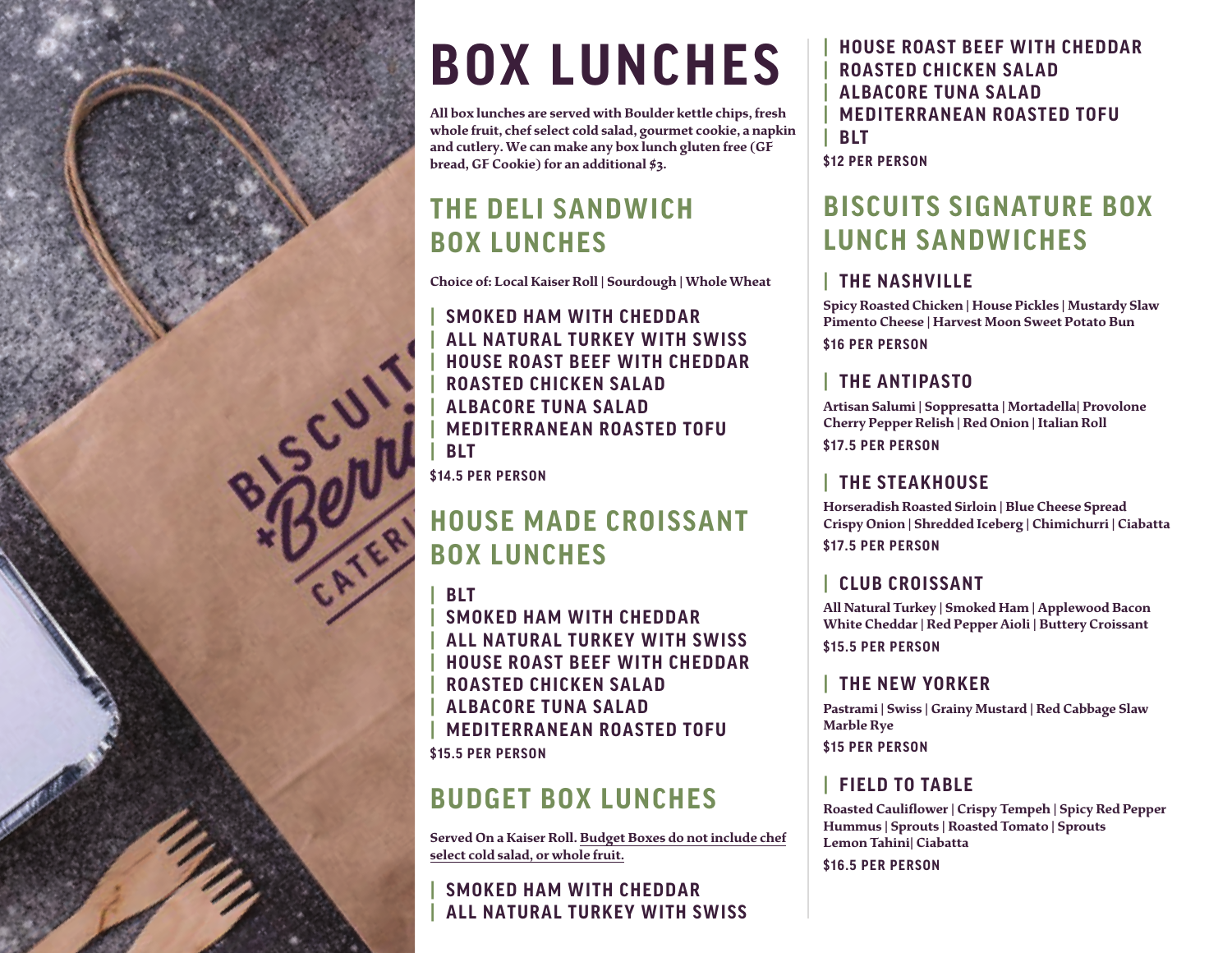# BOX LUNCHES

**All box lunches are served with Boulder kettle chips, fresh whole fruit, chef select cold salad, gourmet cookie, a napkin and cutlery. We can make any box lunch gluten free (GF bread, GF Cookie) for an additional $3.**

## THE DELI SANDWICH BOX LUNCHES

**Choice of: Local Kaiser Roll | Sourdough | Whole Wheat**

- SMOKED HAM WITH CHEDDAR
- ALL NATURAL TURKEY WITH SWISS
- HOUSE ROAST BEEF WITH CHEDDAR
- ROASTED CHICKEN SALAD
- ALBACORE TUNA SALAD
- MEDITERRANEAN ROASTED TOFU
- BLT

**$14.5 PER PERSON**

## HOUSE MADE CROISSANT BOX LUNCHES

- BLT
- SMOKED HAM WITH CHEDDAR
- ALL NATURAL TURKEY WITH SWISS
- HOUSE ROAST BEEF WITH CHEDDAR
- ROASTED CHICKEN SALAD
- ALBACORE TUNA SALAD
- MEDITERRANEAN ROASTED TOFU

**$15.5 PER PERSON**

## BUDGET BOX LUNCHES

**Served On a Kaiser Roll. Budget Boxes do not include chef select cold salad, or whole fruit.**

- SMOKED HAM WITH CHEDDAR
- ALL NATURAL TURKEY WITH SWISS
- HOUSE ROAST BEEF WITH CHEDDAR
- ROASTED CHICKEN SALAD
- ALBACORE TUNA SALAD
- MEDITERRANEAN ROASTED TOFU
- BLT

**$12 PER PERSON**

## BISCUITS SIGNATURE BOX LUNCH SANDWICHES

### THE NASHVILLE

**Spicy Roasted Chicken | House Pickles | Mustardy Slaw Pimento Cheese | Harvest Moon Sweet Potato Bun**

**$16 PER PERSON**

### THE ANTIPASTO

**Artisan Salumi | Soppresatta | Mortadella| Provolone Cherry Pepper Relish | Red Onion | Italian Roll**

**$17.5 PER PERSON**

### THE STEAKHOUSE

**Horseradish Roasted Sirloin | Blue Cheese Spread Crispy Onion | Shredded Iceberg | Chimichurri | Ciabatta**

**$17.5 PER PERSON**

### CLUB CROISSANT

**All Natural Turkey | Smoked Ham | Applewood Bacon White Cheddar | Red Pepper Aioli | Buttery Croissant**

**$15.5 PER PERSON**

### THE NEW YORKER

**Pastrami | Swiss | Grainy Mustard | Red Cabbage Slaw Marble Rye**

**$15 PER PERSON**

### FIELD TO TABLE

**Roasted Cauliflower | Crispy Tempeh | Spicy Red Pepper Hummus | Sprouts | Roasted Tomato | Sprouts Lemon Tahini| Ciabatta**

**$16.5 PER PERSON**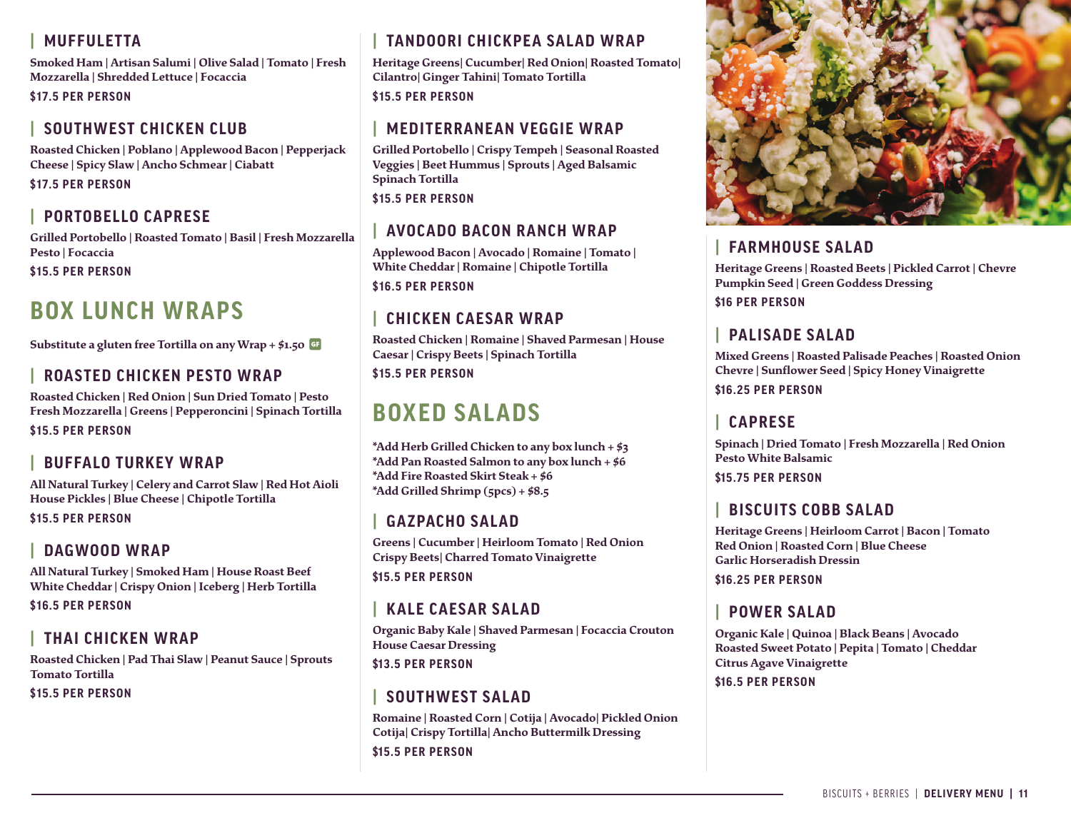## MUFFULETTA

**Smoked Ham | Artisan Salumi | Olive Salad | Tomato | Fresh Mozzarella | Shredded Lettuce | Focaccia**

$17.5 PER PERSON

## SOUTHWEST CHICKEN CLUB

**Roasted Chicken | Poblano | Applewood Bacon | Pepperjack Cheese | Spicy Slaw | Ancho Schmear | Ciabatt**

$17.5 PER PERSON

## PORTOBELLO CAPRESE

**Grilled Portobello | Roasted Tomato | Basil | Fresh Mozzarella Pesto | Focaccia**

$15.5 PER PERSON

# BOX LUNCH WRAPS

**Substitute a gluten free Tortilla on any Wrap + $1.50** GF

## ROASTED CHICKEN PESTO WRAP

**Roasted Chicken | Red Onion | Sun Dried Tomato | Pesto Fresh Mozzarella | Greens | Pepperoncini | Spinach Tortilla**

$15.5 PER PERSON

## BUFFALO TURKEY WRAP

**All Natural Turkey | Celery and Carrot Slaw | Red Hot Aioli House Pickles | Blue Cheese | Chipotle Tortilla**

$15.5 PER PERSON

## DAGWOOD WRAP

**All Natural Turkey | Smoked Ham | House Roast Beef White Cheddar | Crispy Onion | Iceberg | Herb Tortilla**

$16.5 PER PERSON

## THAI CHICKEN WRAP

**Roasted Chicken | Pad Thai Slaw | Peanut Sauce | Sprouts Tomato Tortilla**

$15.5 PER PERSON

## TANDOORI CHICKPEA SALAD WRAP

**Heritage Greens| Cucumber| Red Onion| Roasted Tomato| Cilantro| Ginger Tahini| Tomato Tortilla**

$15.5 PER PERSON

## MEDITERRANEAN VEGGIE WRAP

**Grilled Portobello | Crispy Tempeh | Seasonal Roasted Veggies | Beet Hummus | Sprouts | Aged Balsamic Spinach Tortilla**

$15.5 PER PERSON

## AVOCADO BACON RANCH WRAP

**Applewood Bacon | Avocado | Romaine | Tomato | White Cheddar | Romaine | Chipotle Tortilla**

$16.5 PER PERSON

## CHICKEN CAESAR WRAP

**Roasted Chicken | Romaine | Shaved Parmesan | House Caesar | Crispy Beets | Spinach Tortilla**

$15.5 PER PERSON

# BOXED SALADS

**\*Add Herb Grilled Chicken to any box lunch + $3**
**\*Add Pan Roasted Salmon to any box lunch + $6**
**\*Add Fire Roasted Skirt Steak + $6**
**\*Add Grilled Shrimp (5pcs) + $8.5**

## GAZPACHO SALAD

**Greens | Cucumber | Heirloom Tomato | Red Onion Crispy Beets| Charred Tomato Vinaigrette**

$15.5 PER PERSON

## KALE CAESAR SALAD

**Organic Baby Kale | Shaved Parmesan | Focaccia Crouton House Caesar Dressing**

$13.5 PER PERSON

## SOUTHWEST SALAD

**Romaine | Roasted Corn | Cotija | Avocado| Pickled Onion Cotija| Crispy Tortilla| Ancho Buttermilk Dressing**

$15.5 PER PERSON

## FARMHOUSE SALAD

**Heritage Greens | Roasted Beets | Pickled Carrot | Chevre Pumpkin Seed | Green Goddess Dressing**

$16 PER PERSON

## PALISADE SALAD

**Mixed Greens | Roasted Palisade Peaches | Roasted Onion Chevre | Sunflower Seed | Spicy Honey Vinaigrette**

$16.25 PER PERSON

## CAPRESE

**Spinach | Dried Tomato | Fresh Mozzarella | Red Onion Pesto White Balsamic**

$15.75 PER PERSON

## BISCUITS COBB SALAD

**Heritage Greens | Heirloom Carrot | Bacon | Tomato Red Onion | Roasted Corn | Blue Cheese Garlic Horseradish Dressin**

$16.25 PER PERSON

## POWER SALAD

**Organic Kale | Quinoa | Black Beans | Avocado Roasted Sweet Potato | Pepita | Tomato | Cheddar Citrus Agave Vinaigrette**

$16.5 PER PERSON